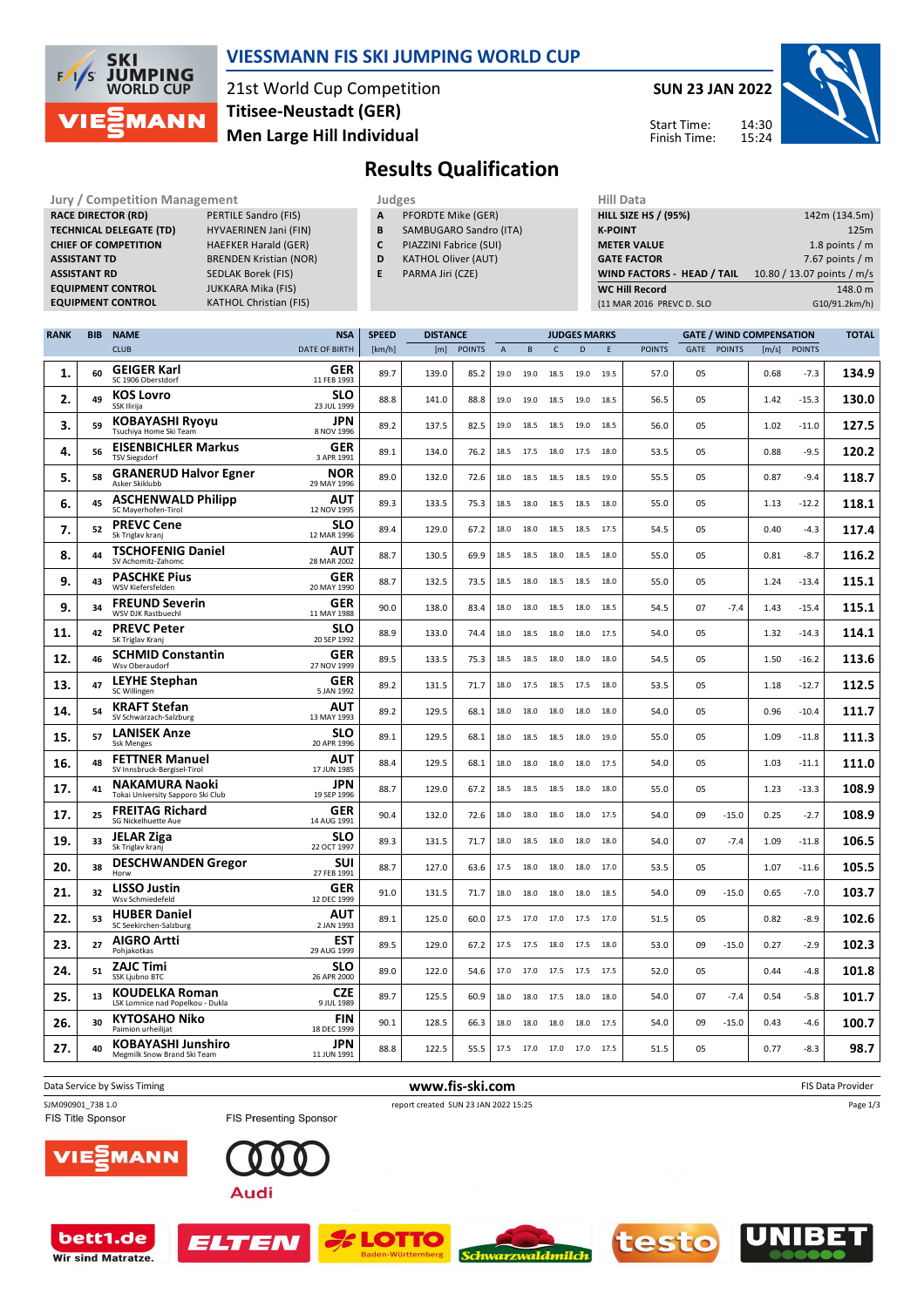# VIESSMANN FIS SKI JUMPING WORLD CUP

21st World Cup Competition
Titisee-Neustadt (GER)
Men Large Hill Individual

SUN 23 JAN 2022

Start Time: 14:30
Finish Time: 15:24

## Results Qualification

| Jury / Competition Management | |
|---|---|
| RACE DIRECTOR (RD) | PERTILE Sandro (FIS) |
| TECHNICAL DELEGATE (TD) | HYVAERINEN Jani (FIN) |
| CHIEF OF COMPETITION | HAEFKER Harald (GER) |
| ASSISTANT TD | BRENDEN Kristian (NOR) |
| ASSISTANT RD | SEDLAK Borek (FIS) |
| EQUIPMENT CONTROL | JUKKARA Mika (FIS) |
| EQUIPMENT CONTROL | KATHOL Christian (FIS) |

| Judges | |
|---|---|
| A | PFORDTE Mike (GER) |
| B | SAMBUGARO Sandro (ITA) |
| C | PIAZZINI Fabrice (SUI) |
| D | KATHOL Oliver (AUT) |
| E | PARMA Jiri (CZE) |

| Hill Data | |
|---|---|
| HILL SIZE HS / (95%) | 142m (134.5m) |
| K-POINT | 125m |
| METER VALUE | 1.8 points / m |
| GATE FACTOR | 7.67 points / m |
| WIND FACTORS - HEAD / TAIL | 10.80 / 13.07 points / m/s |
| WC Hill Record | 148.0 m |
| (11 MAR 2016 PREVC D. SLO | G10/91.2km/h) |

| RANK | BIB | NAME / CLUB | NSA / DATE OF BIRTH | SPEED [km/h] | DISTANCE [m] | DISTANCE POINTS | A | B | C | D | E | JUDGES POINTS | GATE | GATE POINTS | WIND [m/s] | WIND POINTS | TOTAL |
|---|---|---|---|---|---|---|---|---|---|---|---|---|---|---|---|---|---|
| 1. | 60 | GEIGER Karl / SC 1906 Oberstdorf | GER / 11 FEB 1993 | 89.7 | 139.0 | 85.2 | 19.0 | 19.0 | 18.5 | 19.0 | 19.5 | 57.0 | 05 | | 0.68 | -7.3 | 134.9 |
| 2. | 49 | KOS Lovro / SSK Ilirija | SLO / 23 JUL 1999 | 88.8 | 141.0 | 88.8 | 19.0 | 19.0 | 18.5 | 19.0 | 18.5 | 56.5 | 05 | | 1.42 | -15.3 | 130.0 |
| 3. | 59 | KOBAYASHI Ryoyu / Tsuchiya Home Ski Team | JPN / 8 NOV 1996 | 89.2 | 137.5 | 82.5 | 19.0 | 18.5 | 18.5 | 19.0 | 18.5 | 56.0 | 05 | | 1.02 | -11.0 | 127.5 |
| 4. | 56 | EISENBICHLER Markus / TSV Siegsdorf | GER / 3 APR 1991 | 89.1 | 134.0 | 76.2 | 18.5 | 17.5 | 18.0 | 17.5 | 18.0 | 53.5 | 05 | | 0.88 | -9.5 | 120.2 |
| 5. | 58 | GRANERUD Halvor Egner / Asker Skiklubb | NOR / 29 MAY 1996 | 89.0 | 132.0 | 72.6 | 18.0 | 18.5 | 18.5 | 18.5 | 19.0 | 55.5 | 05 | | 0.87 | -9.4 | 118.7 |
| 6. | 45 | ASCHENWALD Philipp / SC Mayerhofen-Tirol | AUT / 12 NOV 1995 | 89.3 | 133.5 | 75.3 | 18.5 | 18.0 | 18.5 | 18.5 | 18.0 | 55.0 | 05 | | 1.13 | -12.2 | 118.1 |
| 7. | 52 | PREVC Cene / Sk Triglav kranj | SLO / 12 MAR 1996 | 89.4 | 129.0 | 67.2 | 18.0 | 18.0 | 18.5 | 18.5 | 17.5 | 54.5 | 05 | | 0.40 | -4.3 | 117.4 |
| 8. | 44 | TSCHOFENIG Daniel / SV Achomitz-Zahomc | AUT / 28 MAR 2002 | 88.7 | 130.5 | 69.9 | 18.5 | 18.5 | 18.0 | 18.5 | 18.0 | 55.0 | 05 | | 0.81 | -8.7 | 116.2 |
| 9. | 43 | PASCHKE Pius / WSV Kiefersfelden | GER / 20 MAY 1990 | 88.7 | 132.5 | 73.5 | 18.5 | 18.0 | 18.5 | 18.5 | 18.0 | 55.0 | 05 | | 1.24 | -13.4 | 115.1 |
| 9. | 34 | FREUND Severin / WSV DJK Rastbuechl | GER / 11 MAY 1988 | 90.0 | 138.0 | 83.4 | 18.0 | 18.0 | 18.5 | 18.0 | 18.5 | 54.5 | 07 | -7.4 | 1.43 | -15.4 | 115.1 |
| 11. | 42 | PREVC Peter / SK Triglav Kranj | SLO / 20 SEP 1992 | 88.9 | 133.0 | 74.4 | 18.0 | 18.5 | 18.0 | 18.0 | 17.5 | 54.0 | 05 | | 1.32 | -14.3 | 114.1 |
| 12. | 46 | SCHMID Constantin / Wsv Oberaudorf | GER / 27 NOV 1999 | 89.5 | 133.5 | 75.3 | 18.5 | 18.5 | 18.0 | 18.0 | 18.0 | 54.5 | 05 | | 1.50 | -16.2 | 113.6 |
| 13. | 47 | LEYHE Stephan / SC Willingen | GER / 5 JAN 1992 | 89.2 | 131.5 | 71.7 | 18.0 | 17.5 | 18.5 | 17.5 | 18.0 | 53.5 | 05 | | 1.18 | -12.7 | 112.5 |
| 14. | 54 | KRAFT Stefan / SV Schwarzach-Salzburg | AUT / 13 MAY 1993 | 89.2 | 129.5 | 68.1 | 18.0 | 18.0 | 18.0 | 18.0 | 18.0 | 54.0 | 05 | | 0.96 | -10.4 | 111.7 |
| 15. | 57 | LANISEK Anze / Ssk Menges | SLO / 20 APR 1996 | 89.1 | 129.5 | 68.1 | 18.0 | 18.5 | 18.5 | 18.0 | 19.0 | 55.0 | 05 | | 1.09 | -11.8 | 111.3 |
| 16. | 48 | FETTNER Manuel / SV Innsbruck-Bergisel-Tirol | AUT / 17 JUN 1985 | 88.4 | 129.5 | 68.1 | 18.0 | 18.0 | 18.0 | 18.0 | 17.5 | 54.0 | 05 | | 1.03 | -11.1 | 111.0 |
| 17. | 41 | NAKAMURA Naoki / Tokai University Sapporo Ski Club | JPN / 19 SEP 1996 | 88.7 | 129.0 | 67.2 | 18.5 | 18.5 | 18.5 | 18.0 | 18.0 | 55.0 | 05 | | 1.23 | -13.3 | 108.9 |
| 17. | 25 | FREITAG Richard / SG Nickelhuette Aue | GER / 14 AUG 1991 | 90.4 | 132.0 | 72.6 | 18.0 | 18.0 | 18.0 | 18.0 | 17.5 | 54.0 | 09 | -15.0 | 0.25 | -2.7 | 108.9 |
| 19. | 33 | JELAR Ziga / Sk Triglav kranj | SLO / 22 OCT 1997 | 89.3 | 131.5 | 71.7 | 18.0 | 18.5 | 18.0 | 18.0 | 18.0 | 54.0 | 07 | -7.4 | 1.09 | -11.8 | 106.5 |
| 20. | 38 | DESCHWANDEN Gregor / Horw | SUI / 27 FEB 1991 | 88.7 | 127.0 | 63.6 | 17.5 | 18.0 | 18.0 | 18.0 | 17.0 | 53.5 | 05 | | 1.07 | -11.6 | 105.5 |
| 21. | 32 | LISSO Justin / Wsv Schmiedefeld | GER / 12 DEC 1999 | 91.0 | 131.5 | 71.7 | 18.0 | 18.0 | 18.0 | 18.0 | 18.5 | 54.0 | 09 | -15.0 | 0.65 | -7.0 | 103.7 |
| 22. | 53 | HUBER Daniel / SC Seekirchen-Salzburg | AUT / 2 JAN 1993 | 89.1 | 125.0 | 60.0 | 17.5 | 17.0 | 17.0 | 17.5 | 17.0 | 51.5 | 05 | | 0.82 | -8.9 | 102.6 |
| 23. | 27 | AIGRO Artti / Pohjakotkas | EST / 29 AUG 1999 | 89.5 | 129.0 | 67.2 | 17.5 | 17.5 | 18.0 | 17.5 | 18.0 | 53.0 | 09 | -15.0 | 0.27 | -2.9 | 102.3 |
| 24. | 51 | ZAJC Timi / SSK Ljubno BTC | SLO / 26 APR 2000 | 89.0 | 122.0 | 54.6 | 17.0 | 17.0 | 17.5 | 17.5 | 17.5 | 52.0 | 05 | | 0.44 | -4.8 | 101.8 |
| 25. | 13 | KOUDELKA Roman / LSK Lomnice nad Popelkou - Dukla | CZE / 9 JUL 1989 | 89.7 | 125.5 | 60.9 | 18.0 | 18.0 | 17.5 | 18.0 | 18.0 | 54.0 | 07 | -7.4 | 0.54 | -5.8 | 101.7 |
| 26. | 30 | KYTOSAHO Niko / Paimion urheilijat | FIN / 18 DEC 1999 | 90.1 | 128.5 | 66.3 | 18.0 | 18.0 | 18.0 | 18.0 | 17.5 | 54.0 | 09 | -15.0 | 0.43 | -4.6 | 100.7 |
| 27. | 40 | KOBAYASHI Junshiro / Megmilk Snow Brand Ski Team | JPN / 11 JUN 1991 | 88.8 | 122.5 | 55.5 | 17.5 | 17.0 | 17.0 | 17.0 | 17.5 | 51.5 | 05 | | 0.77 | -8.3 | 98.7 |

Data Service by Swiss Timing | www.fis-ski.com | FIS Data Provider

SJM090901_73B 1.0 | report created SUN 23 JAN 2022 15:25

FIS Title Sponsor | FIS Presenting Sponsor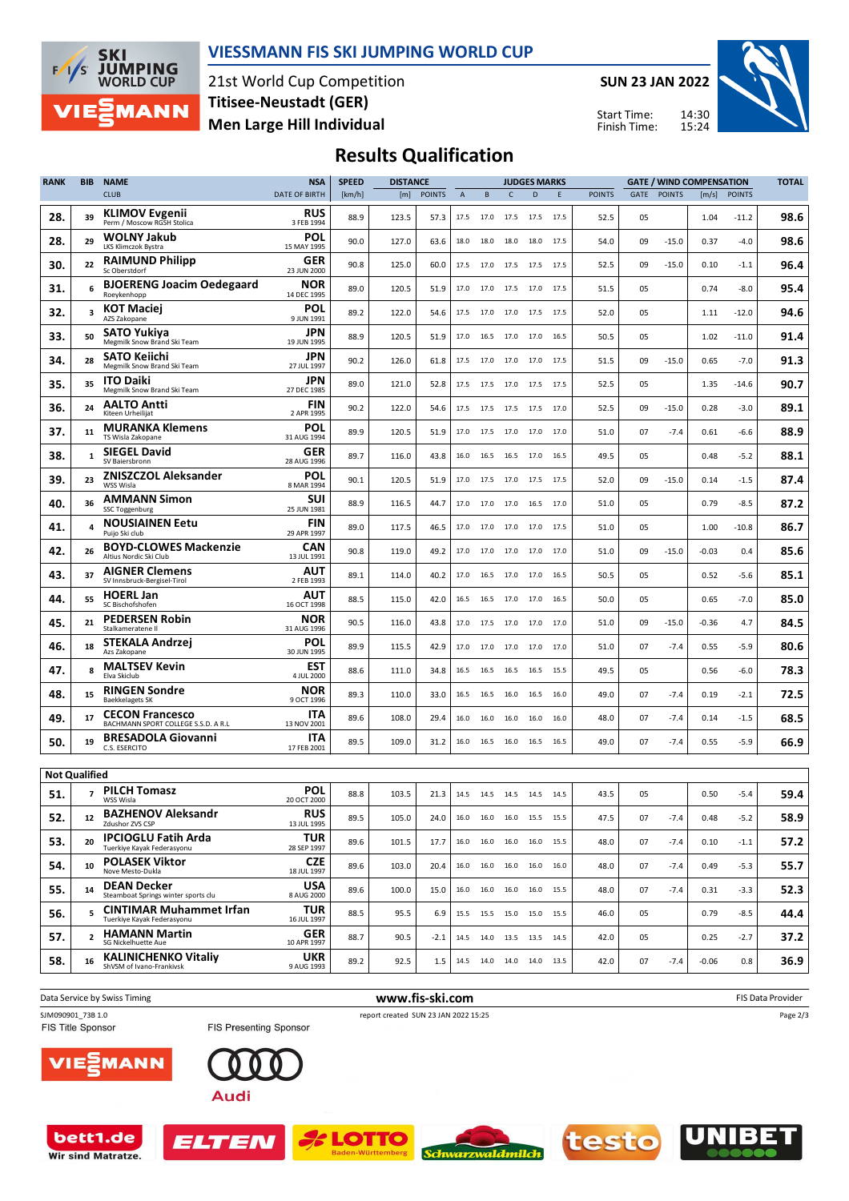# VIESSMANN FIS SKI JUMPING WORLD CUP

21st World Cup Competition
Titisee-Neustadt (GER)
Men Large Hill Individual

SUN 23 JAN 2022

Start Time: 14:30
Finish Time: 15:24

## Results Qualification

| RANK | BIB | NAME / CLUB | NSA / DATE OF BIRTH | SPEED [km/h] | DISTANCE [m] | DISTANCE POINTS | A | B | C | D | E | JUDGES POINTS | GATE | GATE POINTS | WIND [m/s] | WIND POINTS | TOTAL |
|---|---|---|---|---|---|---|---|---|---|---|---|---|---|---|---|---|---|
| 28. | 39 | KLIMOV Evgenii / Perm / Moscow RGSH Stolica | RUS / 3 FEB 1994 | 88.9 | 123.5 | 57.3 | 17.5 | 17.0 | 17.5 | 17.5 | 17.5 | 52.5 | 05 | | 1.04 | -11.2 | 98.6 |
| 28. | 29 | WOLNY Jakub / LKS Klimczok Bystra | POL / 15 MAY 1995 | 90.0 | 127.0 | 63.6 | 18.0 | 18.0 | 18.0 | 18.0 | 17.5 | 54.0 | 09 | -15.0 | 0.37 | -4.0 | 98.6 |
| 30. | 22 | RAIMUND Philipp / Sc Oberstdorf | GER / 23 JUN 2000 | 90.8 | 125.0 | 60.0 | 17.5 | 17.0 | 17.5 | 17.5 | 17.5 | 52.5 | 09 | -15.0 | 0.10 | -1.1 | 96.4 |
| 31. | 6 | BJOERENG Joacim Oedegaard / Roeykenhopp | NOR / 14 DEC 1995 | 89.0 | 120.5 | 51.9 | 17.0 | 17.0 | 17.5 | 17.0 | 17.5 | 51.5 | 05 | | 0.74 | -8.0 | 95.4 |
| 32. | 3 | KOT Maciej / AZS Zakopane | POL / 9 JUN 1991 | 89.2 | 122.0 | 54.6 | 17.5 | 17.0 | 17.0 | 17.5 | 17.5 | 52.0 | 05 | | 1.11 | -12.0 | 94.6 |
| 33. | 50 | SATO Yukiya / Megmilk Snow Brand Ski Team | JPN / 19 JUN 1995 | 88.9 | 120.5 | 51.9 | 17.0 | 16.5 | 17.0 | 17.0 | 16.5 | 50.5 | 05 | | 1.02 | -11.0 | 91.4 |
| 34. | 28 | SATO Keiichi / Megmilk Snow Brand Ski Team | JPN / 27 JUL 1997 | 90.2 | 126.0 | 61.8 | 17.5 | 17.0 | 17.0 | 17.0 | 17.5 | 51.5 | 09 | -15.0 | 0.65 | -7.0 | 91.3 |
| 35. | 35 | ITO Daiki / Megmilk Snow Brand Ski Team | JPN / 27 DEC 1985 | 89.0 | 121.0 | 52.8 | 17.5 | 17.5 | 17.0 | 17.5 | 17.5 | 52.5 | 05 | | 1.35 | -14.6 | 90.7 |
| 36. | 24 | AALTO Antti / Kiteen Urheilijat | FIN / 2 APR 1995 | 90.2 | 122.0 | 54.6 | 17.5 | 17.5 | 17.5 | 17.5 | 17.0 | 52.5 | 09 | -15.0 | 0.28 | -3.0 | 89.1 |
| 37. | 11 | MURANKA Klemens / TS Wisla Zakopane | POL / 31 AUG 1994 | 89.9 | 120.5 | 51.9 | 17.0 | 17.5 | 17.0 | 17.0 | 17.0 | 51.0 | 07 | -7.4 | 0.61 | -6.6 | 88.9 |
| 38. | 1 | SIEGEL David / SV Baiersbronn | GER / 28 AUG 1996 | 89.7 | 116.0 | 43.8 | 16.0 | 16.5 | 16.5 | 17.0 | 16.5 | 49.5 | 05 | | 0.48 | -5.2 | 88.1 |
| 39. | 23 | ZNISZCZOL Aleksander / WSS Wisla | POL / 8 MAR 1994 | 90.1 | 120.5 | 51.9 | 17.0 | 17.5 | 17.0 | 17.5 | 17.5 | 52.0 | 09 | -15.0 | 0.14 | -1.5 | 87.4 |
| 40. | 36 | AMMANN Simon / SSC Toggenburg | SUI / 25 JUN 1981 | 88.9 | 116.5 | 44.7 | 17.0 | 17.0 | 17.0 | 16.5 | 17.0 | 51.0 | 05 | | 0.79 | -8.5 | 87.2 |
| 41. | 4 | NOUSIAINEN Eetu / Puijo Ski club | FIN / 29 APR 1997 | 89.0 | 117.5 | 46.5 | 17.0 | 17.0 | 17.0 | 17.0 | 17.5 | 51.0 | 05 | | 1.00 | -10.8 | 86.7 |
| 42. | 26 | BOYD-CLOWES Mackenzie / Altius Nordic Ski Club | CAN / 13 JUL 1991 | 90.8 | 119.0 | 49.2 | 17.0 | 17.0 | 17.0 | 17.0 | 17.0 | 51.0 | 09 | -15.0 | -0.03 | 0.4 | 85.6 |
| 43. | 37 | AIGNER Clemens / SV Innsbruck-Bergisel-Tirol | AUT / 2 FEB 1993 | 89.1 | 114.0 | 40.2 | 17.0 | 16.5 | 17.0 | 17.0 | 16.5 | 50.5 | 05 | | 0.52 | -5.6 | 85.1 |
| 44. | 55 | HOERL Jan / SC Bischofshofen | AUT / 16 OCT 1998 | 88.5 | 115.0 | 42.0 | 16.5 | 16.5 | 17.0 | 17.0 | 16.5 | 50.0 | 05 | | 0.65 | -7.0 | 85.0 |
| 45. | 21 | PEDERSEN Robin / Stalkameratene Il | NOR / 31 AUG 1996 | 90.5 | 116.0 | 43.8 | 17.0 | 17.5 | 17.0 | 17.0 | 17.0 | 51.0 | 09 | -15.0 | -0.36 | 4.7 | 84.5 |
| 46. | 18 | STEKALA Andrzej / Azs Zakopane | POL / 30 JUN 1995 | 89.9 | 115.5 | 42.9 | 17.0 | 17.0 | 17.0 | 17.0 | 17.0 | 51.0 | 07 | -7.4 | 0.55 | -5.9 | 80.6 |
| 47. | 8 | MALTSEV Kevin / Elva Skiclub | EST / 4 JUL 2000 | 88.6 | 111.0 | 34.8 | 16.5 | 16.5 | 16.5 | 16.5 | 15.5 | 49.5 | 05 | | 0.56 | -6.0 | 78.3 |
| 48. | 15 | RINGEN Sondre / Baekkelagets SK | NOR / 9 OCT 1996 | 89.3 | 110.0 | 33.0 | 16.5 | 16.5 | 16.0 | 16.5 | 16.0 | 49.0 | 07 | -7.4 | 0.19 | -2.1 | 72.5 |
| 49. | 17 | CECON Francesco / BACHMANN SPORT COLLEGE S.S.D. A R.L | ITA / 13 NOV 2001 | 89.6 | 108.0 | 29.4 | 16.0 | 16.0 | 16.0 | 16.0 | 16.0 | 48.0 | 07 | -7.4 | 0.14 | -1.5 | 68.5 |
| 50. | 19 | BRESADOLA Giovanni / C.S. ESERCITO | ITA / 17 FEB 2001 | 89.5 | 109.0 | 31.2 | 16.0 | 16.5 | 16.0 | 16.5 | 16.5 | 49.0 | 07 | -7.4 | 0.55 | -5.9 | 66.9 |

### Not Qualified

| RANK | BIB | NAME / CLUB | NSA / DATE OF BIRTH | SPEED [km/h] | DISTANCE [m] | DISTANCE POINTS | A | B | C | D | E | JUDGES POINTS | GATE | GATE POINTS | WIND [m/s] | WIND POINTS | TOTAL |
|---|---|---|---|---|---|---|---|---|---|---|---|---|---|---|---|---|---|
| 51. | 7 | PILCH Tomasz / WSS Wisla | POL / 20 OCT 2000 | 88.8 | 103.5 | 21.3 | 14.5 | 14.5 | 14.5 | 14.5 | 14.5 | 43.5 | 05 | | 0.50 | -5.4 | 59.4 |
| 52. | 12 | BAZHENOV Aleksandr / Zdushor ZVS CSP | RUS / 13 JUL 1995 | 89.5 | 105.0 | 24.0 | 16.0 | 16.0 | 16.0 | 15.5 | 15.5 | 47.5 | 07 | -7.4 | 0.48 | -5.2 | 58.9 |
| 53. | 20 | IPCIOGLU Fatih Arda / Tuerkiye Kayak Federasyonu | TUR / 28 SEP 1997 | 89.6 | 101.5 | 17.7 | 16.0 | 16.0 | 16.0 | 16.0 | 15.5 | 48.0 | 07 | -7.4 | 0.10 | -1.1 | 57.2 |
| 54. | 10 | POLASEK Viktor / Nove Mesto-Dukla | CZE / 18 JUL 1997 | 89.6 | 103.0 | 20.4 | 16.0 | 16.0 | 16.0 | 16.0 | 16.0 | 48.0 | 07 | -7.4 | 0.49 | -5.3 | 55.7 |
| 55. | 14 | DEAN Decker / Steamboat Springs winter sports clu | USA / 8 AUG 2000 | 89.6 | 100.0 | 15.0 | 16.0 | 16.0 | 16.0 | 16.0 | 15.5 | 48.0 | 07 | -7.4 | 0.31 | -3.3 | 52.3 |
| 56. | 5 | CINTIMAR Muhammet Irfan / Tuerkiye Kayak Federasyonu | TUR / 16 JUL 1997 | 88.5 | 95.5 | 6.9 | 15.5 | 15.5 | 15.0 | 15.0 | 15.5 | 46.0 | 05 | | 0.79 | -8.5 | 44.4 |
| 57. | 2 | HAMANN Martin / SG Nickelhuette Aue | GER / 10 APR 1997 | 88.7 | 90.5 | -2.1 | 14.5 | 14.0 | 13.5 | 13.5 | 14.5 | 42.0 | 05 | | 0.25 | -2.7 | 37.2 |
| 58. | 16 | KALINICHENKO Vitaliy / ShVSM of Ivano-Frankivsk | UKR / 9 AUG 1993 | 89.2 | 92.5 | 1.5 | 14.5 | 14.0 | 14.0 | 14.0 | 13.5 | 42.0 | 07 | -7.4 | -0.06 | 0.8 | 36.9 |

Data Service by Swiss Timing — www.fis-ski.com — FIS Data Provider

SJM090901_73B 1.0 — report created SUN 23 JAN 2022 15:25

FIS Title Sponsor: VIESSMANN — FIS Presenting Sponsor: Audi

bett1.de Wir sind Matratze. — ELTEN — LOTTO Baden-Württemberg — Schwarzwaldmilch — testo — UNIBET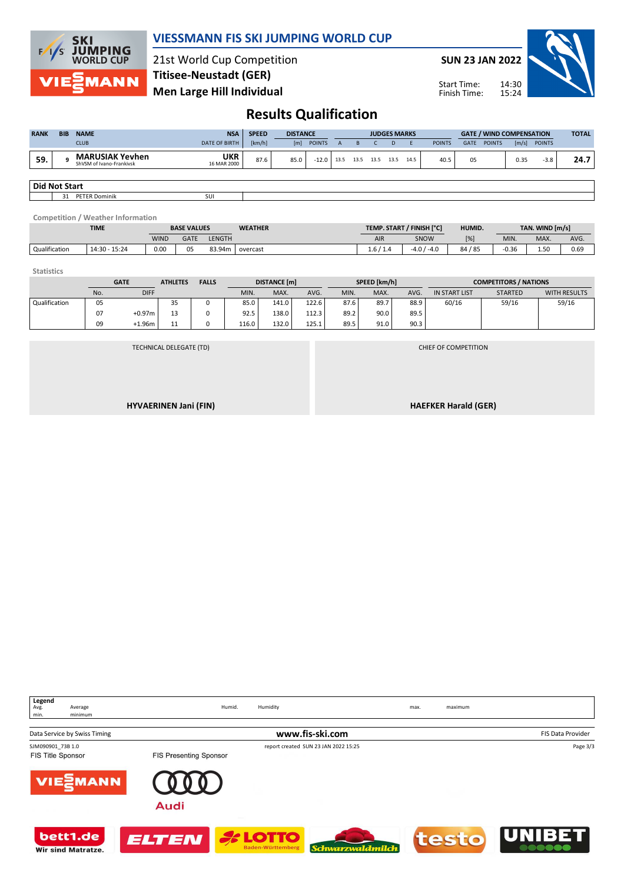# VIESSMANN FIS SKI JUMPING WORLD CUP

21st World Cup Competition
**Titisee-Neustadt (GER)**
**Men Large Hill Individual**

**SUN 23 JAN 2022**

Start Time: 14:30
Finish Time: 15:24

## Results Qualification

| RANK | BIB | NAME / CLUB | NSA / DATE OF BIRTH | SPEED [km/h] | DISTANCE [m] | DISTANCE POINTS | A | B | C | D | E | JUDGES POINTS | GATE | GATE POINTS | WIND [m/s] | WIND POINTS | TOTAL |
|---|---|---|---|---|---|---|---|---|---|---|---|---|---|---|---|---|---|
| 59. | 9 | **MARUSIAK Yevhen** ShVSM of Ivano-Frankivsk | **UKR** 16 MAR 2000 | 87.6 | 85.0 | -12.0 | 13.5 | 13.5 | 13.5 | 13.5 | 14.5 | 40.5 | 05 | | 0.35 | -3.8 | **24.7** |

### Did Not Start

| | | |
|---|---|---|
| 31 | PETER Dominik | SUI |

### Competition / Weather Information

| | TIME | BASE VALUES | | | WEATHER | TEMP. START / FINISH [°C] | | HUMID. | TAN. WIND [m/s] | | |
|---|---|---|---|---|---|---|---|---|---|---|---|
| | | WIND | GATE | LENGTH | | AIR | SNOW | [%] | MIN. | MAX. | AVG. |
| Qualification | 14:30 - 15:24 | 0.00 | 05 | 83.94m | overcast | 1.6 / 1.4 | -4.0 / -4.0 | 84 / 85 | -0.36 | 1.50 | 0.69 |

### Statistics

| | GATE | | ATHLETES | FALLS | DISTANCE [m] | | | SPEED [km/h] | | | COMPETITORS / NATIONS | | |
|---|---|---|---|---|---|---|---|---|---|---|---|---|---|
| | No. | DIFF | | | MIN. | MAX. | AVG. | MIN. | MAX. | AVG. | IN START LIST | STARTED | WITH RESULTS |
| Qualification | 05 | | 35 | 0 | 85.0 | 141.0 | 122.6 | 87.6 | 89.7 | 88.9 | 60/16 | 59/16 | 59/16 |
| | 07 | +0.97m | 13 | 0 | 92.5 | 138.0 | 112.3 | 89.2 | 90.0 | 89.5 | | | |
| | 09 | +1.96m | 11 | 0 | 116.0 | 132.0 | 125.1 | 89.5 | 91.0 | 90.3 | | | |

| TECHNICAL DELEGATE (TD) | CHIEF OF COMPETITION |
|---|---|
| **HYVAERINEN Jani (FIN)** | **HAEFKER Harald (GER)** |

**Legend**
Avg. Average
min. minimum
Humid. Humidity
max. maximum

Data Service by Swiss Timing — www.fis-ski.com — FIS Data Provider
SJM090901_73B 1.0 — report created SUN 23 JAN 2022 15:25

FIS Title Sponsor: VIESSMANN
FIS Presenting Sponsor: Audi

bett1.de Wir sind Matratze. | ELTEN | LOTTO Baden-Württemberg | Schwarzwaldmilch | testo | UNIBET